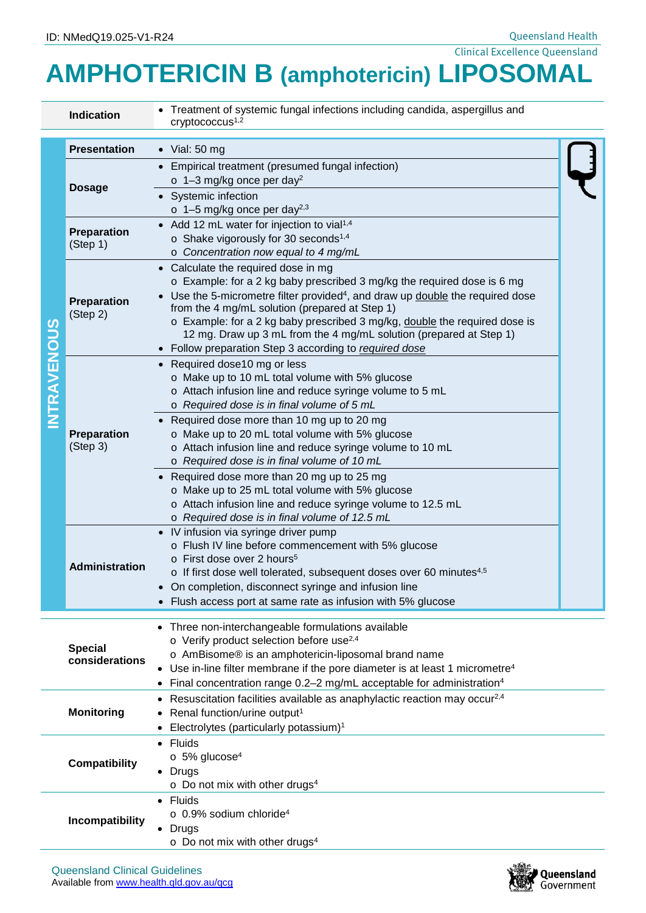ID: NMedQ19.025-V1-R24

Clinical Excellence Queensland

# AMPHOTERICIN B (amphotericin) LIPOSOMAL

| | |
|---|---|
| **Indication** | • Treatment of systemic fungal infections including candida, aspergillus and cryptococcus[1,2] |

**INTRAVENOUS**

| | |
|---|---|
| **Presentation** | • Vial: 50 mg |
| **Dosage** | • Empirical treatment (presumed fungal infection)<br>o 1–3 mg/kg once per day[2] |
| | • Systemic infection<br>o 1–5 mg/kg once per day[2,3] |
| **Preparation** (Step 1) | • Add 12 mL water for injection to vial[1,4]<br>o Shake vigorously for 30 seconds[1,4]<br>o *Concentration now equal to 4 mg/mL* |
| **Preparation** (Step 2) | • Calculate the required dose in mg<br>o Example: for a 2 kg baby prescribed 3 mg/kg the required dose is 6 mg<br>• Use the 5-micrometre filter provided[4], and draw up double the required dose from the 4 mg/mL solution (prepared at Step 1)<br>o Example: for a 2 kg baby prescribed 3 mg/kg, double the required dose is 12 mg. Draw up 3 mL from the 4 mg/mL solution (prepared at Step 1)<br>• Follow preparation Step 3 according to *required dose* |
| **Preparation** (Step 3) | • Required dose10 mg or less<br>o Make up to 10 mL total volume with 5% glucose<br>o Attach infusion line and reduce syringe volume to 5 mL<br>o *Required dose is in final volume of 5 mL* |
| | • Required dose more than 10 mg up to 20 mg<br>o Make up to 20 mL total volume with 5% glucose<br>o Attach infusion line and reduce syringe volume to 10 mL<br>o *Required dose is in final volume of 10 mL* |
| | • Required dose more than 20 mg up to 25 mg<br>o Make up to 25 mL total volume with 5% glucose<br>o Attach infusion line and reduce syringe volume to 12.5 mL<br>o *Required dose is in final volume of 12.5 mL* |
| **Administration** | • IV infusion via syringe driver pump<br>o Flush IV line before commencement with 5% glucose<br>o First dose over 2 hours[5]<br>o If first dose well tolerated, subsequent doses over 60 minutes[4,5]<br>• On completion, disconnect syringe and infusion line<br>• Flush access port at same rate as infusion with 5% glucose |

| | |
|---|---|
| **Special considerations** | • Three non-interchangeable formulations available<br>o Verify product selection before use[2,4]<br>o AmBisome® is an amphotericin-liposomal brand name<br>• Use in-line filter membrane if the pore diameter is at least 1 micrometre[4]<br>• Final concentration range 0.2–2 mg/mL acceptable for administration[4] |
| **Monitoring** | • Resuscitation facilities available as anaphylactic reaction may occur[2,4]<br>• Renal function/urine output[1]<br>• Electrolytes (particularly potassium)[1] |
| **Compatibility** | • Fluids<br>o 5% glucose[4]<br>• Drugs<br>o Do not mix with other drugs[4] |
| **Incompatibility** | • Fluids<br>o 0.9% sodium chloride[4]<br>• Drugs<br>o Do not mix with other drugs[4] |

Queensland Clinical Guidelines
Available from www.health.qld.gov.au/qcg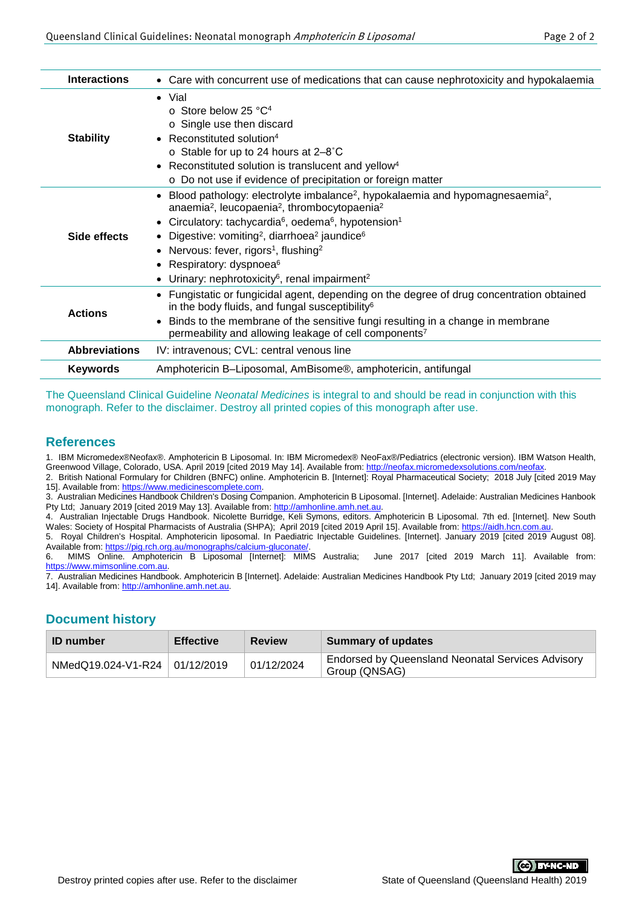| | |
|---|---|
| **Interactions** | • Care with concurrent use of medications that can cause nephrotoxicity and hypokalaemia |
| **Stability** | • Vial<br>o Store below 25 °C[4]<br>o Single use then discard<br>• Reconstituted solution[4]<br>o Stable for up to 24 hours at 2–8˚C<br>• Reconstituted solution is translucent and yellow[4]<br>o Do not use if evidence of precipitation or foreign matter |
| **Side effects** | • Blood pathology: electrolyte imbalance[2], hypokalaemia and hypomagnesaemia[2], anaemia[2], leucopaenia[2], thrombocytopaenia[2]<br>• Circulatory: tachycardia[6], oedema[6], hypotension[1]<br>• Digestive: vomiting[2], diarrhoea[2] jaundice[6]<br>• Nervous: fever, rigors[1], flushing[2]<br>• Respiratory: dyspnoea[6]<br>• Urinary: nephrotoxicity[6], renal impairment[2] |
| **Actions** | • Fungistatic or fungicidal agent, depending on the degree of drug concentration obtained in the body fluids, and fungal susceptibility[6]<br>• Binds to the membrane of the sensitive fungi resulting in a change in membrane permeability and allowing leakage of cell components[7] |
| **Abbreviations** | IV: intravenous; CVL: central venous line |
| **Keywords** | Amphotericin B–Liposomal, AmBisome®, amphotericin, antifungal |

The Queensland Clinical Guideline *Neonatal Medicines* is integral to and should be read in conjunction with this monograph. Refer to the disclaimer. Destroy all printed copies of this monograph after use.

## References

1. IBM Micromedex®Neofax®. Amphotericin B Liposomal. In: IBM Micromedex® NeoFax®/Pediatrics (electronic version). IBM Watson Health, Greenwood Village, Colorado, USA. April 2019 [cited 2019 May 14]. Available from: http://neofax.micromedexsolutions.com/neofax.
2. British National Formulary for Children (BNFC) online. Amphotericin B. [Internet]: Royal Pharmaceutical Society; 2018 July [cited 2019 May 15]. Available from: https://www.medicinescomplete.com.
3. Australian Medicines Handbook Children's Dosing Companion. Amphotericin B Liposomal. [Internet]. Adelaide: Australian Medicines Hanbook Pty Ltd; January 2019 [cited 2019 May 13]. Available from: http://amhonline.amh.net.au.
4. Australian Injectable Drugs Handbook. Nicolette Burridge, Keli Symons, editors. Amphotericin B Liposomal. 7th ed. [Internet]. New South Wales: Society of Hospital Pharmacists of Australia (SHPA); April 2019 [cited 2019 April 15]. Available from: https://aidh.hcn.com.au.
5. Royal Children's Hospital. Amphotericin liposomal. In Paediatric Injectable Guidelines. [Internet]. January 2019 [cited 2019 August 08]. Available from: https://pig.rch.org.au/monographs/calcium-gluconate/.
6. MIMS Online. Amphotericin B Liposomal [Internet]: MIMS Australia; June 2017 [cited 2019 March 11]. Available from: https://www.mimsonline.com.au.
7. Australian Medicines Handbook. Amphotericin B [Internet]. Adelaide: Australian Medicines Handbook Pty Ltd; January 2019 [cited 2019 may 14]. Available from: http://amhonline.amh.net.au.

## Document history

| ID number | Effective | Review | Summary of updates |
|---|---|---|---|
| NMedQ19.024-V1-R24 | 01/12/2019 | 01/12/2024 | Endorsed by Queensland Neonatal Services Advisory Group (QNSAG) |